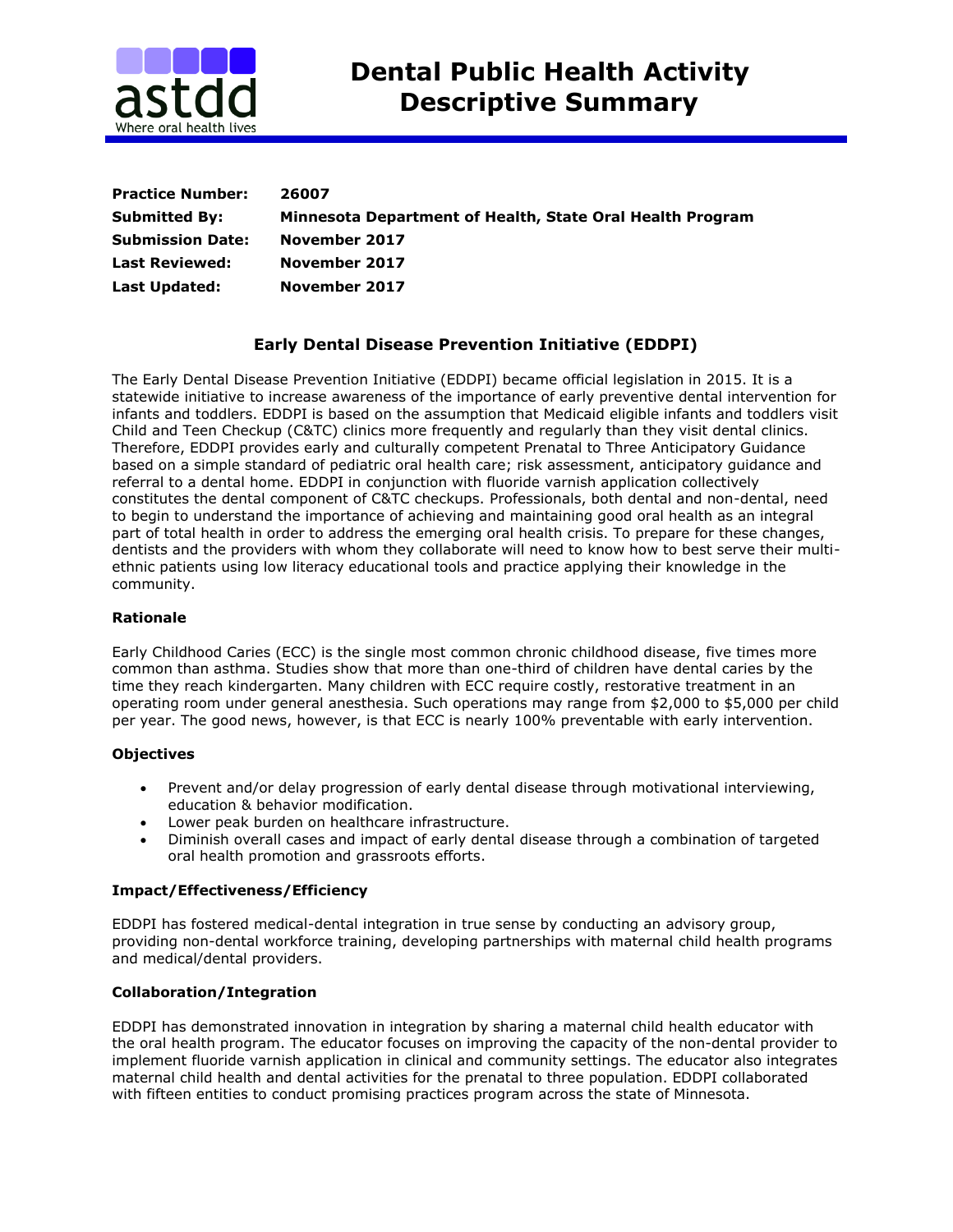# Dental Public Health Activity Descriptive Summary

**Practice Number:** **26007**
**Submitted By:** **Minnesota Department of Health, State Oral Health Program**
**Submission Date:** **November 2017**
**Last Reviewed:** **November 2017**
**Last Updated:** **November 2017**

## Early Dental Disease Prevention Initiative (EDDPI)

The Early Dental Disease Prevention Initiative (EDDPI) became official legislation in 2015. It is a statewide initiative to increase awareness of the importance of early preventive dental intervention for infants and toddlers. EDDPI is based on the assumption that Medicaid eligible infants and toddlers visit Child and Teen Checkup (C&TC) clinics more frequently and regularly than they visit dental clinics. Therefore, EDDPI provides early and culturally competent Prenatal to Three Anticipatory Guidance based on a simple standard of pediatric oral health care; risk assessment, anticipatory guidance and referral to a dental home. EDDPI in conjunction with fluoride varnish application collectively constitutes the dental component of C&TC checkups. Professionals, both dental and non-dental, need to begin to understand the importance of achieving and maintaining good oral health as an integral part of total health in order to address the emerging oral health crisis. To prepare for these changes, dentists and the providers with whom they collaborate will need to know how to best serve their multi-ethnic patients using low literacy educational tools and practice applying their knowledge in the community.

### Rationale

Early Childhood Caries (ECC) is the single most common chronic childhood disease, five times more common than asthma. Studies show that more than one-third of children have dental caries by the time they reach kindergarten. Many children with ECC require costly, restorative treatment in an operating room under general anesthesia. Such operations may range from $2,000 to $5,000 per child per year. The good news, however, is that ECC is nearly 100% preventable with early intervention.

### Objectives

- Prevent and/or delay progression of early dental disease through motivational interviewing, education & behavior modification.
- Lower peak burden on healthcare infrastructure.
- Diminish overall cases and impact of early dental disease through a combination of targeted oral health promotion and grassroots efforts.

### Impact/Effectiveness/Efficiency

EDDPI has fostered medical-dental integration in true sense by conducting an advisory group, providing non-dental workforce training, developing partnerships with maternal child health programs and medical/dental providers.

### Collaboration/Integration

EDDPI has demonstrated innovation in integration by sharing a maternal child health educator with the oral health program. The educator focuses on improving the capacity of the non-dental provider to implement fluoride varnish application in clinical and community settings. The educator also integrates maternal child health and dental activities for the prenatal to three population. EDDPI collaborated with fifteen entities to conduct promising practices program across the state of Minnesota.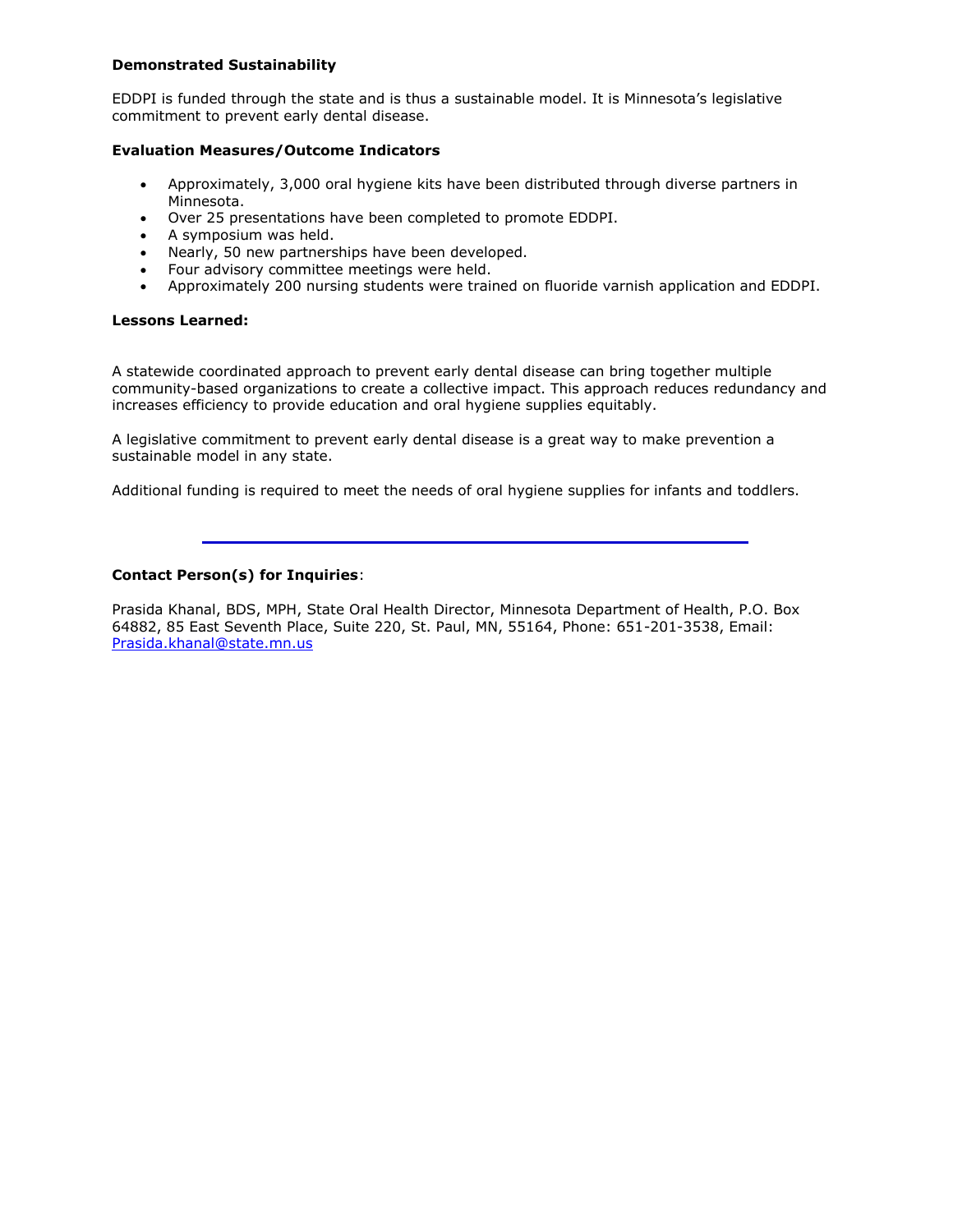**Demonstrated Sustainability**

EDDPI is funded through the state and is thus a sustainable model. It is Minnesota's legislative commitment to prevent early dental disease.

**Evaluation Measures/Outcome Indicators**

- Approximately, 3,000 oral hygiene kits have been distributed through diverse partners in Minnesota.
- Over 25 presentations have been completed to promote EDDPI.
- A symposium was held.
- Nearly, 50 new partnerships have been developed.
- Four advisory committee meetings were held.
- Approximately 200 nursing students were trained on fluoride varnish application and EDDPI.

**Lessons Learned:**

A statewide coordinated approach to prevent early dental disease can bring together multiple community-based organizations to create a collective impact. This approach reduces redundancy and increases efficiency to provide education and oral hygiene supplies equitably.

A legislative commitment to prevent early dental disease is a great way to make prevention a sustainable model in any state.

Additional funding is required to meet the needs of oral hygiene supplies for infants and toddlers.

---

**Contact Person(s) for Inquiries**:

Prasida Khanal, BDS, MPH, State Oral Health Director, Minnesota Department of Health, P.O. Box 64882, 85 East Seventh Place, Suite 220, St. Paul, MN, 55164, Phone: 651-201-3538, Email: Prasida.khanal@state.mn.us